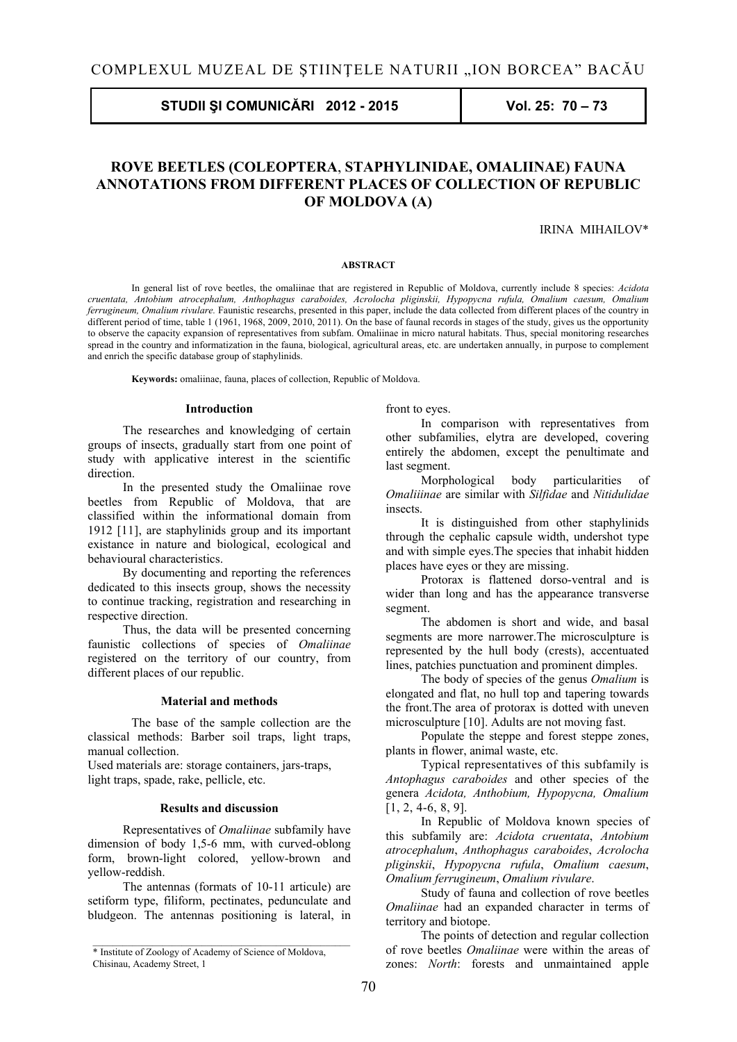COMPLEXUL MUZEAL DE ŞTIINŢELE NATURII „ION BORCEA" BACĂU

# ROVE BEETLES (COLEOPTERA, STAPHYLINIDAE, OMALIINAE) FAUNA ANNOTATIONS FROM DIFFERENT PLACES OF COLLECTION OF REPUBLIC OF MOLDOVA (A)

IRINA MIHAILOV*

**ABSTRACT**

In general list of rove beetles, the omaliinae that are registered in Republic of Moldova, currently include 8 species: *Acidota cruentata, Antobium atrocephalum, Anthophagus caraboides, Acrolocha pliginskii, Hypopycna rufula, Omalium caesum, Omalium ferrugineum, Omalium rivulare.* Faunistic researchs, presented in this paper, include the data collected from different places of the country in different period of time, table 1 (1961, 1968, 2009, 2010, 2011). On the base of faunal records in stages of the study, gives us the opportunity to observe the capacity expansion of representatives from subfam. Omaliinae in micro natural habitats. Thus, special monitoring researches spread in the country and informatization in the fauna, biological, agricultural areas, etc. are undertaken annually, in purpose to complement and enrich the specific database group of staphylinids.

**Keywords:** omaliinae, fauna, places of collection, Republic of Moldova.

## Introduction

The researches and knowledging of certain groups of insects, gradually start from one point of study with applicative interest in the scientific direction.

In the presented study the Omaliinae rove beetles from Republic of Moldova, that are classified within the informational domain from 1912 [11], are staphylinids group and its important existance in nature and biological, ecological and behavioural characteristics.

By documenting and reporting the references dedicated to this insects group, shows the necessity to continue tracking, registration and researching in respective direction.

Thus, the data will be presented concerning faunistic collections of species of *Omaliinae* registered on the territory of our country, from different places of our republic.

## Material and methods

The base of the sample collection are the classical methods: Barber soil traps, light traps, manual collection.

Used materials are: storage containers, jars-traps, light traps, spade, rake, pellicle, etc.

## Results and discussion

Representatives of *Omaliinae* subfamily have dimension of body 1,5-6 mm, with curved-oblong form, brown-light colored, yellow-brown and yellow-reddish.

The antennas (formats of 10-11 articule) are setiform type, filiform, pectinates, pedunculate and bludgeon. The antennas positioning is lateral, in front to eyes.

In comparison with representatives from other subfamilies, elytra are developed, covering entirely the abdomen, except the penultimate and last segment.

Morphological body particularities of *Omaliiinae* are similar with *Silfidae* and *Nitidulidae* insects.

It is distinguished from other staphylinids through the cephalic capsule width, undershot type and with simple eyes.The species that inhabit hidden places have eyes or they are missing.

Protorax is flattened dorso-ventral and is wider than long and has the appearance transverse segment.

The abdomen is short and wide, and basal segments are more narrower.The microsculpture is represented by the hull body (crests), accentuated lines, patchies punctuation and prominent dimples.

The body of species of the genus *Omalium* is elongated and flat, no hull top and tapering towards the front.The area of protorax is dotted with uneven microsculpture [10]. Adults are not moving fast.

Populate the steppe and forest steppe zones, plants in flower, animal waste, etc.

Typical representatives of this subfamily is *Antophagus caraboides* and other species of the genera *Acidota, Anthobium, Hypopycna, Omalium* [1, 2, 4-6, 8, 9].

In Republic of Moldova known species of this subfamily are: *Acidota cruentata*, *Antobium atrocephalum*, *Anthophagus caraboides*, *Acrolocha pliginskii*, *Hypopycna rufula*, *Omalium caesum*, *Omalium ferrugineum*, *Omalium rivulare*.

Study of fauna and collection of rove beetles *Omaliinae* had an expanded character in terms of territory and biotope.

The points of detection and regular collection of rove beetles *Omaliinae* were within the areas of zones: *North*: forests and unmaintained apple

---

\* Institute of Zoology of Academy of Science of Moldova, Chisinau, Academy Street, 1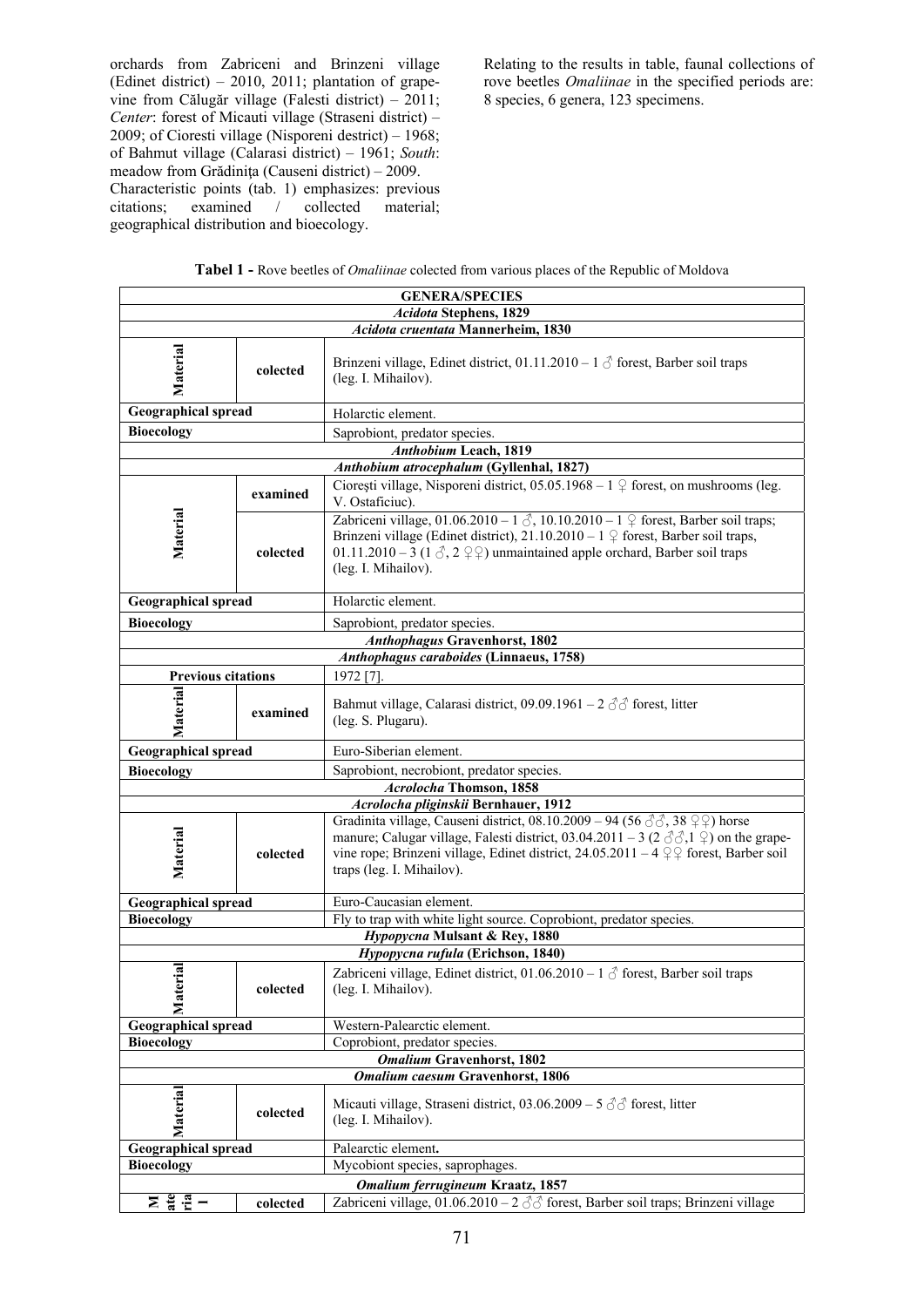orchards from Zabriceni and Brinzeni village (Edinet district) – 2010, 2011; plantation of grape-vine from Călugăr village (Falesti district) – 2011; *Center*: forest of Micauti village (Straseni district) – 2009; of Cioresti village (Nisporeni destrict) – 1968; of Bahmut village (Calarasi district) – 1961; *South*: meadow from Grădiniţa (Causeni district) – 2009.

Characteristic points (tab. 1) emphasizes: previous citations; examined / collected material; geographical distribution and bioecology.

Relating to the results in table, faunal collections of rove beetles *Omaliinae* in the specified periods are: 8 species, 6 genera, 123 specimens.

**Tabel 1 -** Rove beetles of *Omaliinae* colected from various places of the Republic of Moldova

| GENERA/SPECIES | | |
|---|---|---|
| ***Acidota* Stephens, 1829** | | |
| ***Acidota cruentata* Mannerheim, 1830** | | |
| **Material** | **colected** | Brinzeni village, Edinet district, 01.11.2010 – 1 ♂ forest, Barber soil traps (leg. I. Mihailov). |
| **Geographical spread** | | Holarctic element. |
| **Biocecology** | | Saprobiont, predator species. |
| ***Anthobium* Leach, 1819** | | |
| ***Anthobium atrocephalum* (Gyllenhal, 1827)** | | |
| **Material** | **examined** | Cioreşti village, Nisporeni district, 05.05.1968 – 1 ♀ forest, on mushrooms (leg. V. Ostaficiuc). |
| | **colected** | Zabriceni village, 01.06.2010 – 1 ♂, 10.10.2010 – 1 ♀ forest, Barber soil traps; Brinzeni village (Edinet district), 21.10.2010 – 1 ♀ forest, Barber soil traps, 01.11.2010 – 3 (1 ♂, 2 ♀♀) unmaintained apple orchard, Barber soil traps (leg. I. Mihailov). |
| **Geographical spread** | | Holarctic element. |
| **Biocecology** | | Saprobiont, predator species. |
| ***Anthophagus* Gravenhorst, 1802** | | |
| ***Anthophagus caraboides* (Linnaeus, 1758)** | | |
| **Previous citations** | | 1972 [7]. |
| **Material** | **examined** | Bahmut village, Calarasi district, 09.09.1961 – 2 ♂♂ forest, litter (leg. S. Plugaru). |
| **Geographical spread** | | Euro-Siberian element. |
| **Biocecology** | | Saprobiont, necrobiont, predator species. |
| ***Acrolocha* Thomson, 1858** | | |
| ***Acrolocha pliginskii* Bernhauer, 1912** | | |
| **Material** | **colected** | Gradinita village, Causeni district, 08.10.2009 – 94 (56 ♂♂, 38 ♀♀) horse manure; Calugar village, Falesti district, 03.04.2011 – 3 (2 ♂♂,1 ♀) on the grape-vine rope; Brinzeni village, Edinet district, 24.05.2011 – 4 ♀♀ forest, Barber soil traps (leg. I. Mihailov). |
| **Geographical spread** | | Euro-Caucasian element. |
| **Biocecology** | | Fly to trap with white light source. Coprobiont, predator species. |
| ***Hypopycna* Mulsant & Rey, 1880** | | |
| ***Hypopycna rufula* (Erichson, 1840)** | | |
| **Material** | **colected** | Zabriceni village, Edinet district, 01.06.2010 – 1 ♂ forest, Barber soil traps (leg. I. Mihailov). |
| **Geographical spread** | | Western-Palearctic element. |
| **Biocecology** | | Coprobiont, predator species. |
| ***Omalium* Gravenhorst, 1802** | | |
| ***Omalium caesum* Gravenhorst, 1806** | | |
| **Material** | **colected** | Micauti village, Straseni district, 03.06.2009 – 5 ♂♂ forest, litter (leg. I. Mihailov). |
| **Geographical spread** | | Palearctic element. |
| **Biocecology** | | Mycobiont species, saprophages. |
| ***Omalium ferrugineum* Kraatz, 1857** | | |
| **Material** | **colected** | Zabriceni village, 01.06.2010 – 2 ♂♂ forest, Barber soil traps; Brinzeni village |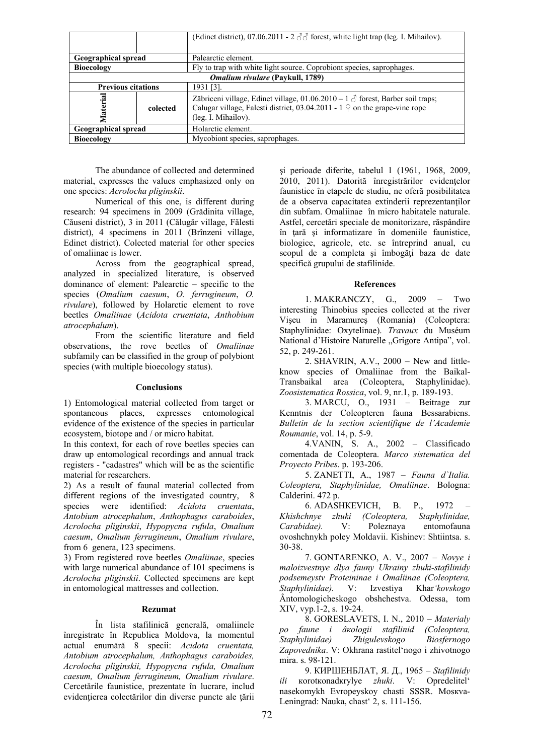| | | |
|---|---|---|
| | | (Edinet district), 07.06.2011 - 2 ♂♂ forest, white light trap (leg. I. Mihailov). |
| **Geographical spread** | | Palearctic element. |
| **Biocecology** | | Fly to trap with white light source. Coprobiont species, saprophages. |
| ***Omalium rivulare* (Paykull, 1789)** | | |
| **Previous citations** | | 1931 [3]. |
| **Material** | **colected** | Zăbriceni village, Edinet village, 01.06.2010 – 1 ♂ forest, Barber soil traps; Calugar village, Falesti district, 03.04.2011 - 1 ♀ on the grape-vine rope (leg. I. Mihailov). |
| **Geographical spread** | | Holarctic element. |
| **Biocecology** | | Mycobiont species, saprophages. |

The abundance of collected and determined material, expresses the values emphasized only on one species: *Acrolocha pliginskii*.

Numerical of this one, is different during research: 94 specimens in 2009 (Grădinita village, Căuseni district), 3 in 2011 (Călugăr village, Fălesti district), 4 specimens in 2011 (Brînzeni village, Edinet district). Colected material for other species of omaliinae is lower.

Across from the geographical spread, analyzed in specialized literature, is observed dominance of element: Palearctic – specific to the species (*Omalium caesum*, *O. ferrugineum*, *O. rivulare*), followed by Holarctic element to rove beetles *Omaliinae* (*Acidota cruentata*, *Anthobium atrocephalum*).

From the scientific literature and field observations, the rove beetles of *Omaliinae* subfamily can be classified in the group of polybiont species (with multiple bioecology status).

## Conclusions

1) Entomological material collected from target or spontaneous places, expresses entomological evidence of the existence of the species in particular ecosystem, biotope and / or micro habitat.

In this context, for each of rove beetles species can draw up entomological recordings and annual track registers - "cadastres" which will be as the scientific material for researchers.

2) As a result of faunal material collected from different regions of the investigated country, 8 species were identified: *Acidota cruentata*, *Antobium atrocephalum*, *Anthophagus caraboides*, *Acrolocha pliginskii*, *Hypopycna rufula*, *Omalium caesum*, *Omalium ferrugineum*, *Omalium rivulare*, from 6 genera, 123 specimens.

3) From registered rove beetles *Omaliinae*, species with large numerical abundance of 101 specimens is *Acrolocha pliginskii*. Collected specimens are kept in entomological mattresses and collection.

## Rezumat

În lista stafilinică generală, omaliinele înregistrate în Republica Moldova, la momentul actual enumără 8 specii: *Acidota cruentata, Antobium atrocephalum, Anthophagus caraboides, Acrolocha pliginskii, Hypopycna rufula, Omalium caesum, Omalium ferrugineum, Omalium rivulare*. Cercetările faunistice, prezentate în lucrare, includ evidențierea colectărilor din diverse puncte ale ţării şi perioade diferite, tabelul 1 (1961, 1968, 2009, 2010, 2011). Datorită înregistrărilor evidențelor faunistice în etapele de studiu, ne oferă posibilitatea de a observa capacitatea extinderii reprezentanților din subfam. Omaliinae în micro habitatele naturale. Astfel, cercetări speciale de monitorizare, răspândire în ţară şi informatizare în domeniile faunistice, biologice, agricole, etc. se întreprind anual, cu scopul de a completa şi îmbogăţi baza de date specifică grupului de stafilinide.

## References

1. MAKRANCZY, G., 2009 – Two interesting Thinobius species collected at the river Vişeu in Maramureş (Romania) (Coleoptera: Staphylinidae: Oxytelinae). *Travaux* du Muséum National d'Histoire Naturelle „Grigore Antipa", vol. 52, p. 249-261.

2. SHAVRIN, A.V., 2000 – New and little-know species of Omaliinae from the Baikal-Transbaikal area (Coleoptera, Staphylinidae). *Zoosistematica Rossica*, vol. 9, nr.1, p. 189-193.

3. MARCU, O., 1931 – Beitrage zur Kenntnis der Coleopteren fauna Bessarabiens. *Bulletin de la section scientifique de l'Academie Roumanie*, vol. 14, p. 5-9.

4. VANIN, S. A., 2002 – Classificado comentada de Coleoptera. *Marco sistematica del Proyecto Pribes*. p. 193-206.

5. ZANETTI, A., 1987 – *Fauna d`Italia. Coleoptera, Staphylinidae, Omaliinae*. Bologna: Calderini. 472 p.

6. ADASHKEVICH, B. P., 1972 – *Khishchnye zhuki (Coleoptera, Staphylinidae, Carabidae).* V: Poleznaya entomofauna ovoshchnykh poley Moldavii. Kishinev: Shtiintsa. s. 30-38.

7. GONTARENKO, A. V., 2007 – *Novye i maloizvestnye dlya fauny Ukrainy zhuki-stafilinidy podsemeystv Proteininae i Omaliinae (Coleoptera, Staphylinidae).* V: Izvestiya Khar*'kovskogo* Ȃntomologicheskogo obshchestva. Odessa, tom XIV, vyp.1-2, s. 19-24.

8. GORESLAVETS, I. N., 2010 – *Materialy po faune i ăкologii stafilinid (Coleoptera, Staphylinidae) Zhigulevskogo Biosfernogo Zapovednika*. V: Okhrana rastitel'nogo i zhivotnogo mira. s. 98-121.

9. КИРШЕНБЛАТ, Я. Д., 1965 – *Stafilinidy ili коrотkonadкrylye zhuki*. V: Opredelitel' nasekomykh Evropeyskoy chasti SSSR. Mosкva-Leningrad: Nauka, chast' 2, s. 111-156.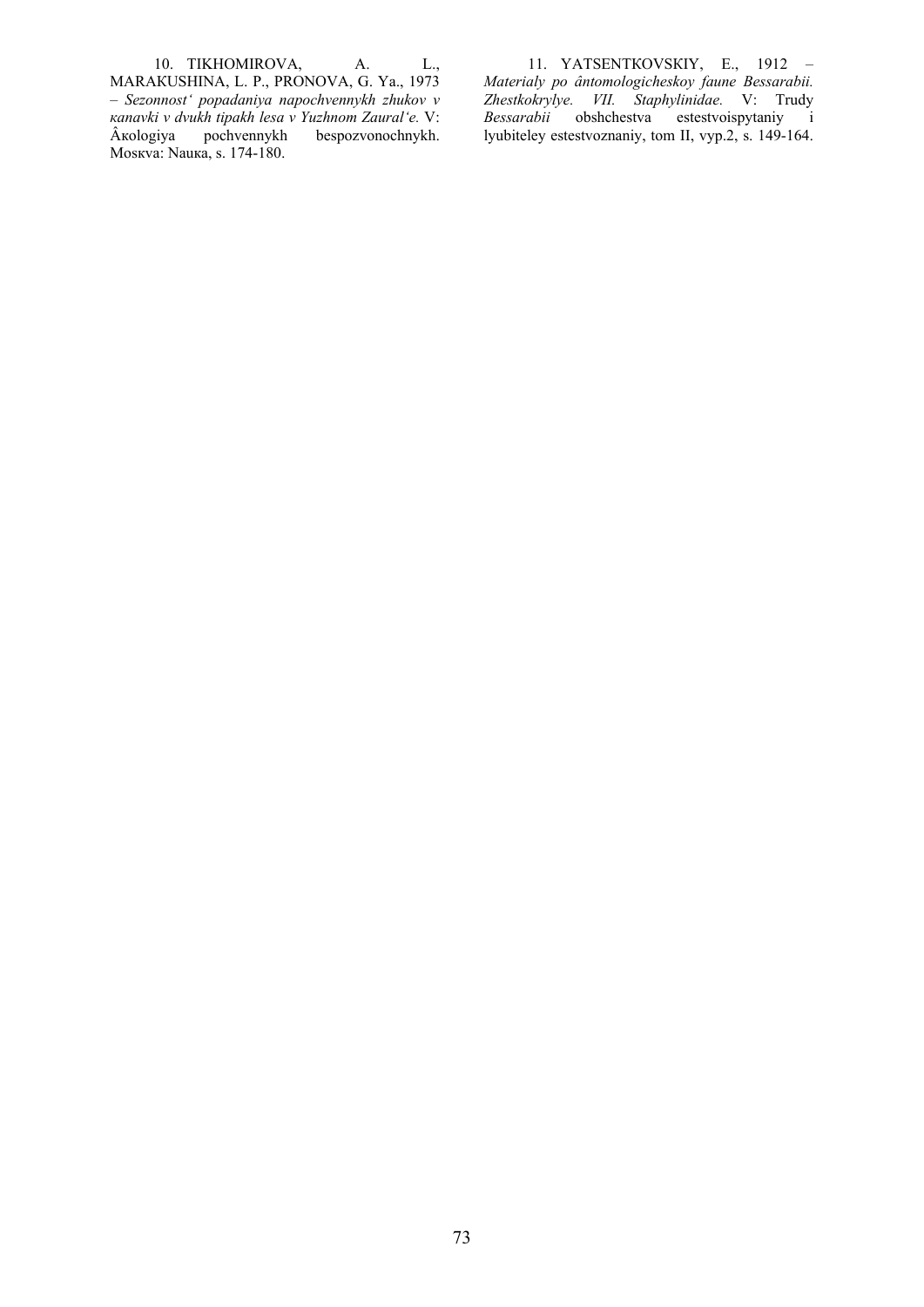10. TIKHOMIROVA, A. L., MARAKUSHINA, L. P., PRONOVA, G. Ya., 1973 – *Sezonnost‘ popadaniya napochvennykh zhukov v кanavki v dvukh tipakh lesa v Yuzhnom Zaural‘e.* V: Âкologiya pochvennykh bespozvonochnykh. Mosкva: Nauкa, s. 174-180.

11. YATSENTKOVSKIY, E., 1912 – *Materialy po ântomologicheskoy faune Bessarabii. Zhestkokrylye. VII. Staphylinidae.* V: Trudy *Bessarabii* obshchestva estestvoispytaniy i lyubiteley estestvoznaniy, tom II, vyp.2, s. 149-164.